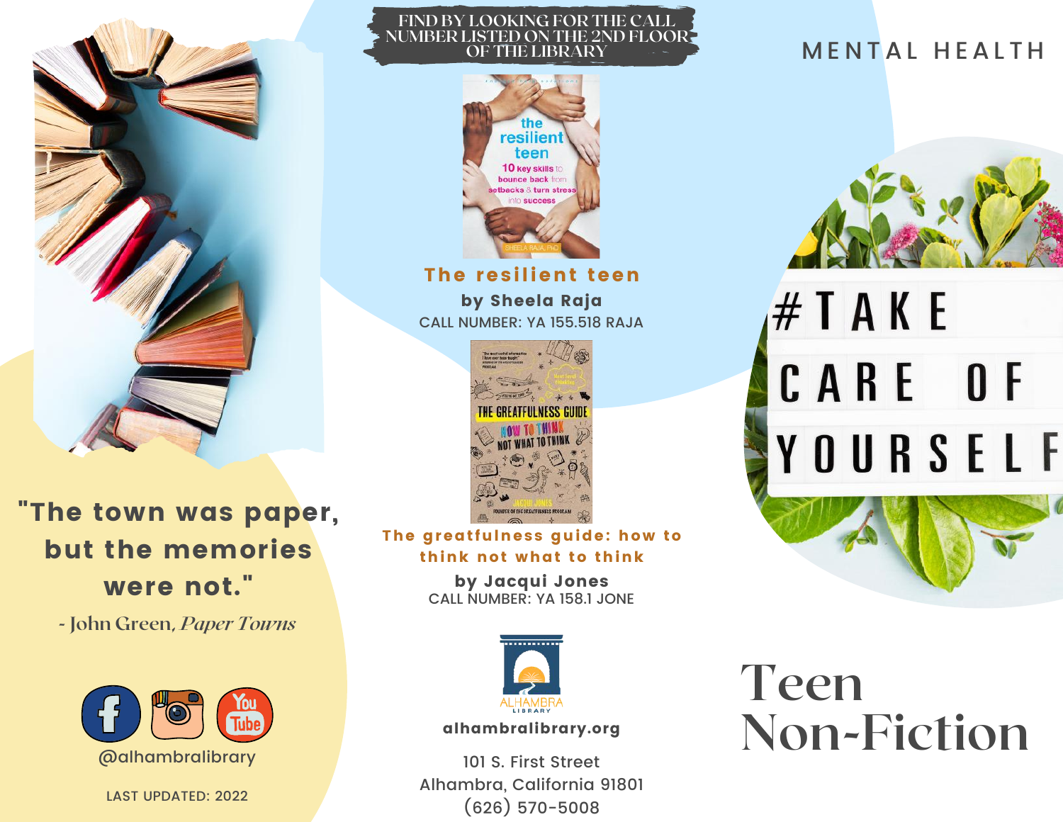"The town was paper, but the memories were not."

- John Green, *Paper Towns*

@alhambralibrary

LAST UPDATED: 2022

FIND BY LOOKING FOR THE CALL NUMBER LISTED ON THE 2ND FLOOR OF THE LIBRARY

**The resilient teen**

**by Sheela Raja**

CALL NUMBER: YA 155.518 RAJA

**The greatfulness guide: how to think not what to think**

**by Jacqui Jones**

CALL NUMBER: YA 158.1 JONE

alhambralibrary.org

101 S. First Street
Alhambra, California 91801
(626) 570-5008

MENTAL HEALTH

#TAKE CARE OF YOURSELF

# Teen Non-Fiction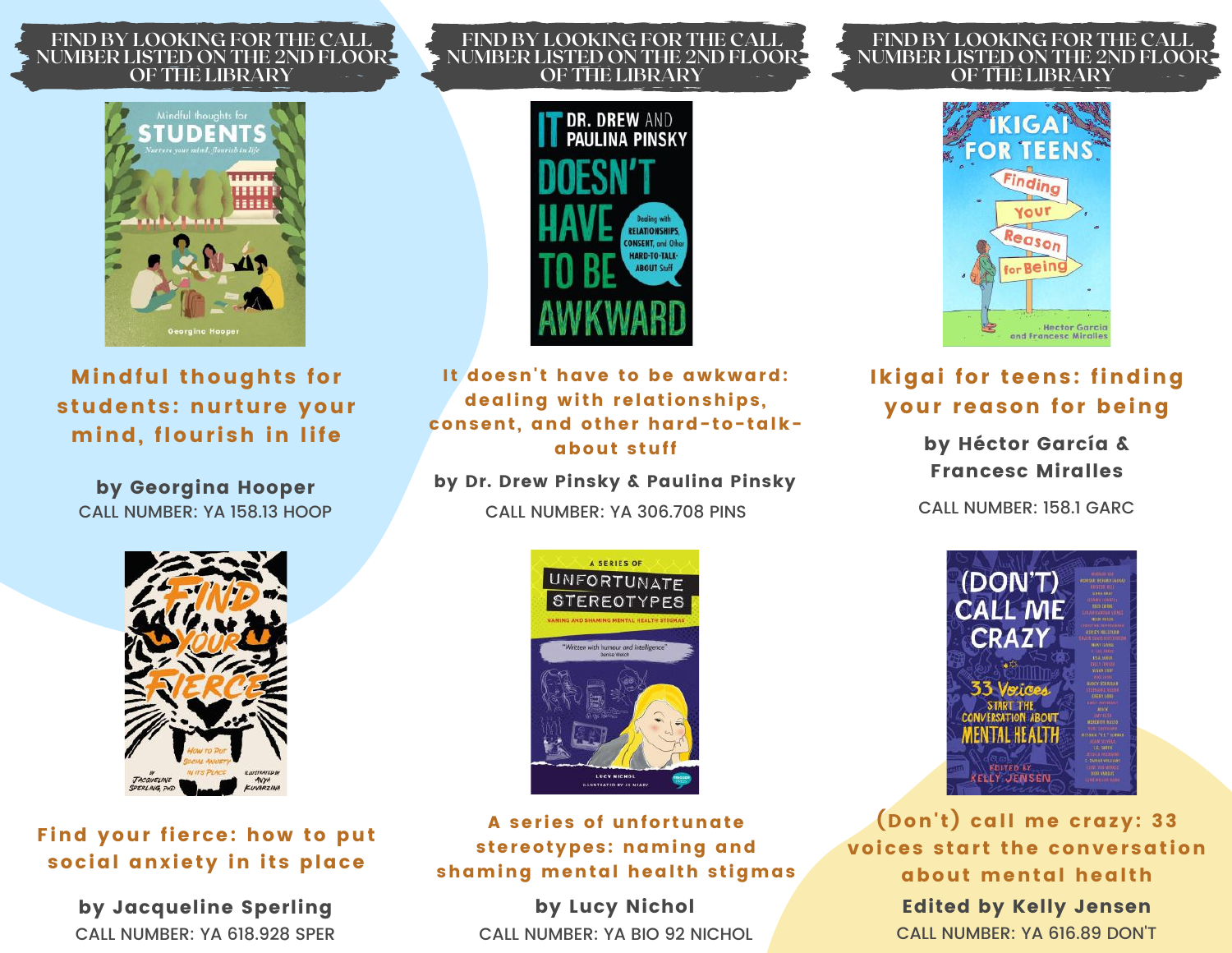FIND BY LOOKING FOR THE CALL NUMBER LISTED ON THE 2ND FLOOR OF THE LIBRARY

**Mindful thoughts for students: nurture your mind, flourish in life**

**by Georgina Hooper**

CALL NUMBER: YA 158.13 HOOP

**It doesn't have to be awkward: dealing with relationships, consent, and other hard-to-talk-about stuff**

**by Dr. Drew Pinsky & Paulina Pinsky**

CALL NUMBER: YA 306.708 PINS

**Ikigai for teens: finding your reason for being**

**by Héctor García & Francesc Miralles**

CALL NUMBER: 158.1 GARC

**Find your fierce: how to put social anxiety in its place**

**by Jacqueline Sperling**

CALL NUMBER: YA 618.928 SPER

**A series of unfortunate stereotypes: naming and shaming mental health stigmas**

**by Lucy Nichol**

CALL NUMBER: YA BIO 92 NICHOL

**(Don't) call me crazy: 33 voices start the conversation about mental health**

**Edited by Kelly Jensen**

CALL NUMBER: YA 616.89 DON'T